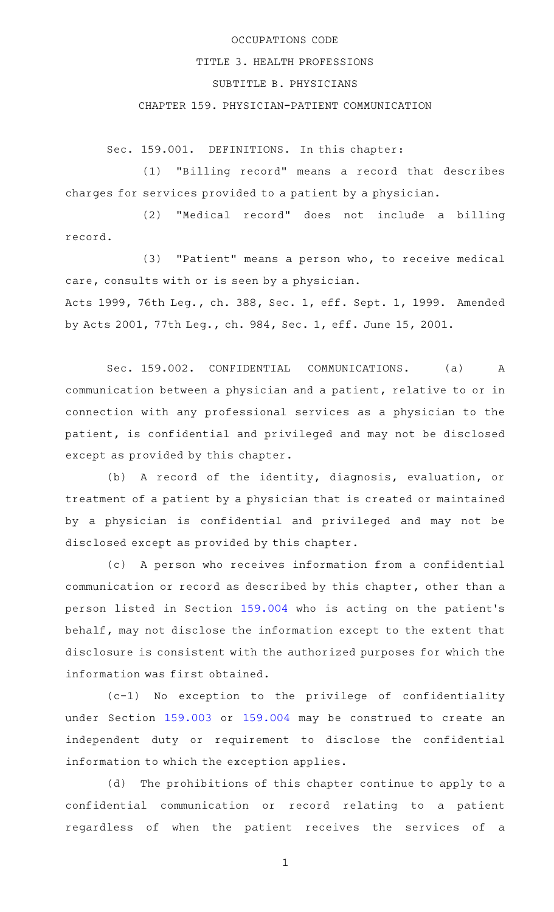# OCCUPATIONS CODE

## TITLE 3. HEALTH PROFESSIONS

## SUBTITLE B. PHYSICIANS

## CHAPTER 159. PHYSICIAN-PATIENT COMMUNICATION

Sec. 159.001. DEFINITIONS. In this chapter:

(1) "Billing record" means a record that describes charges for services provided to a patient by a physician.

(2) "Medical record" does not include a billing record.

(3) "Patient" means a person who, to receive medical care, consults with or is seen by a physician.

Acts 1999, 76th Leg., ch. 388, Sec. 1, eff. Sept. 1, 1999. Amended by Acts 2001, 77th Leg., ch. 984, Sec. 1, eff. June 15, 2001.

Sec. 159.002. CONFIDENTIAL COMMUNICATIONS. (a) A communication between a physician and a patient, relative to or in connection with any professional services as a physician to the patient, is confidential and privileged and may not be disclosed except as provided by this chapter.

(b) A record of the identity, diagnosis, evaluation, or treatment of a patient by a physician that is created or maintained by a physician is confidential and privileged and may not be disclosed except as provided by this chapter.

(c) A person who receives information from a confidential communication or record as described by this chapter, other than a person listed in Section 159.004 who is acting on the patient's behalf, may not disclose the information except to the extent that disclosure is consistent with the authorized purposes for which the information was first obtained.

(c-1) No exception to the privilege of confidentiality under Section 159.003 or 159.004 may be construed to create an independent duty or requirement to disclose the confidential information to which the exception applies.

(d) The prohibitions of this chapter continue to apply to a confidential communication or record relating to a patient regardless of when the patient receives the services of a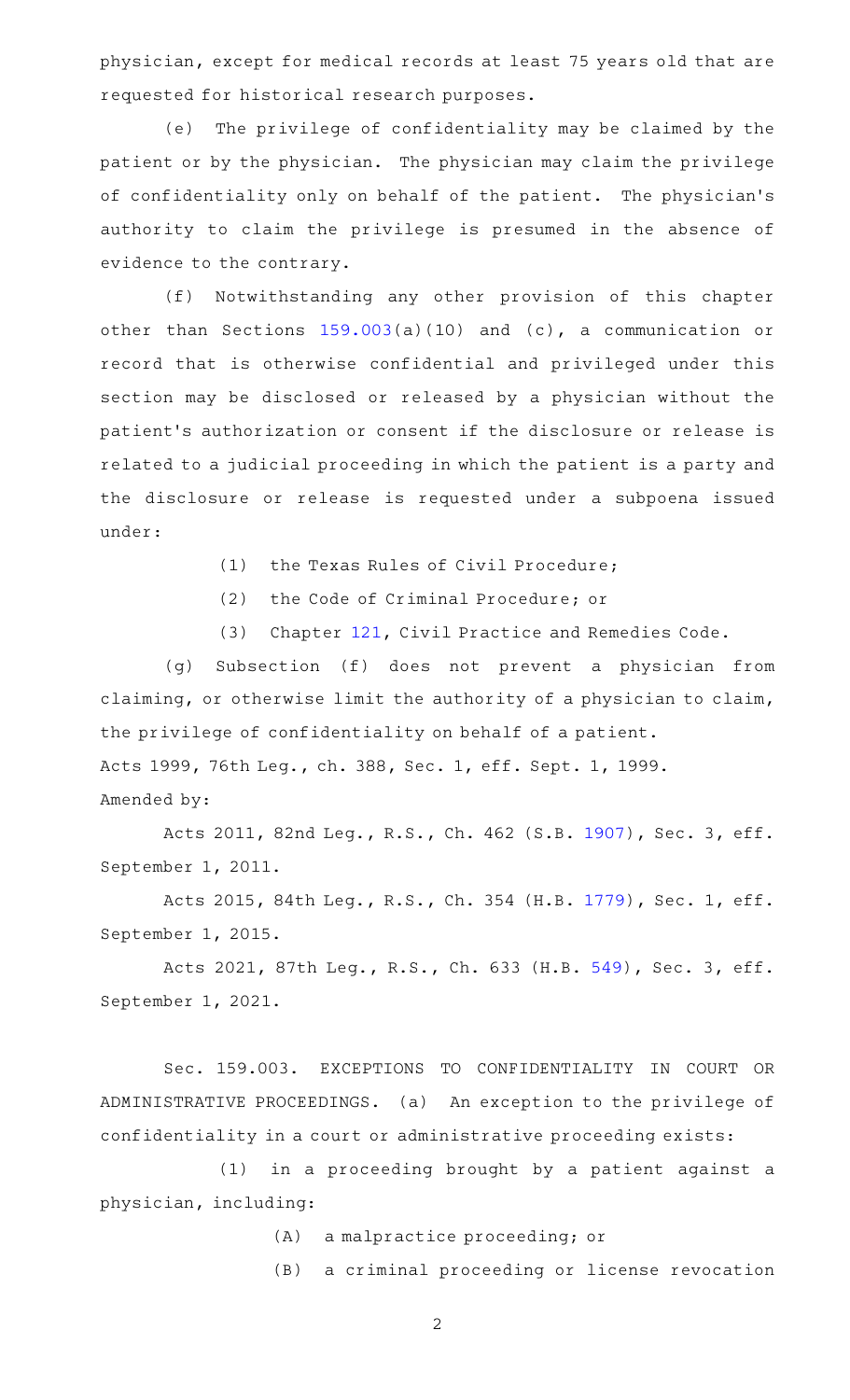physician, except for medical records at least 75 years old that are requested for historical research purposes.

(e) The privilege of confidentiality may be claimed by the patient or by the physician. The physician may claim the privilege of confidentiality only on behalf of the patient. The physician's authority to claim the privilege is presumed in the absence of evidence to the contrary.

(f) Notwithstanding any other provision of this chapter other than Sections 159.003(a)(10) and (c), a communication or record that is otherwise confidential and privileged under this section may be disclosed or released by a physician without the patient's authorization or consent if the disclosure or release is related to a judicial proceeding in which the patient is a party and the disclosure or release is requested under a subpoena issued under:

(1) the Texas Rules of Civil Procedure;

(2) the Code of Criminal Procedure; or

(3) Chapter 121, Civil Practice and Remedies Code.

(g) Subsection (f) does not prevent a physician from claiming, or otherwise limit the authority of a physician to claim, the privilege of confidentiality on behalf of a patient.

Acts 1999, 76th Leg., ch. 388, Sec. 1, eff. Sept. 1, 1999.

Amended by:

Acts 2011, 82nd Leg., R.S., Ch. 462 (S.B. 1907), Sec. 3, eff. September 1, 2011.

Acts 2015, 84th Leg., R.S., Ch. 354 (H.B. 1779), Sec. 1, eff. September 1, 2015.

Acts 2021, 87th Leg., R.S., Ch. 633 (H.B. 549), Sec. 3, eff. September 1, 2021.

Sec. 159.003. EXCEPTIONS TO CONFIDENTIALITY IN COURT OR ADMINISTRATIVE PROCEEDINGS. (a) An exception to the privilege of confidentiality in a court or administrative proceeding exists:

(1) in a proceeding brought by a patient against a physician, including:

(A) a malpractice proceeding; or

(B) a criminal proceeding or license revocation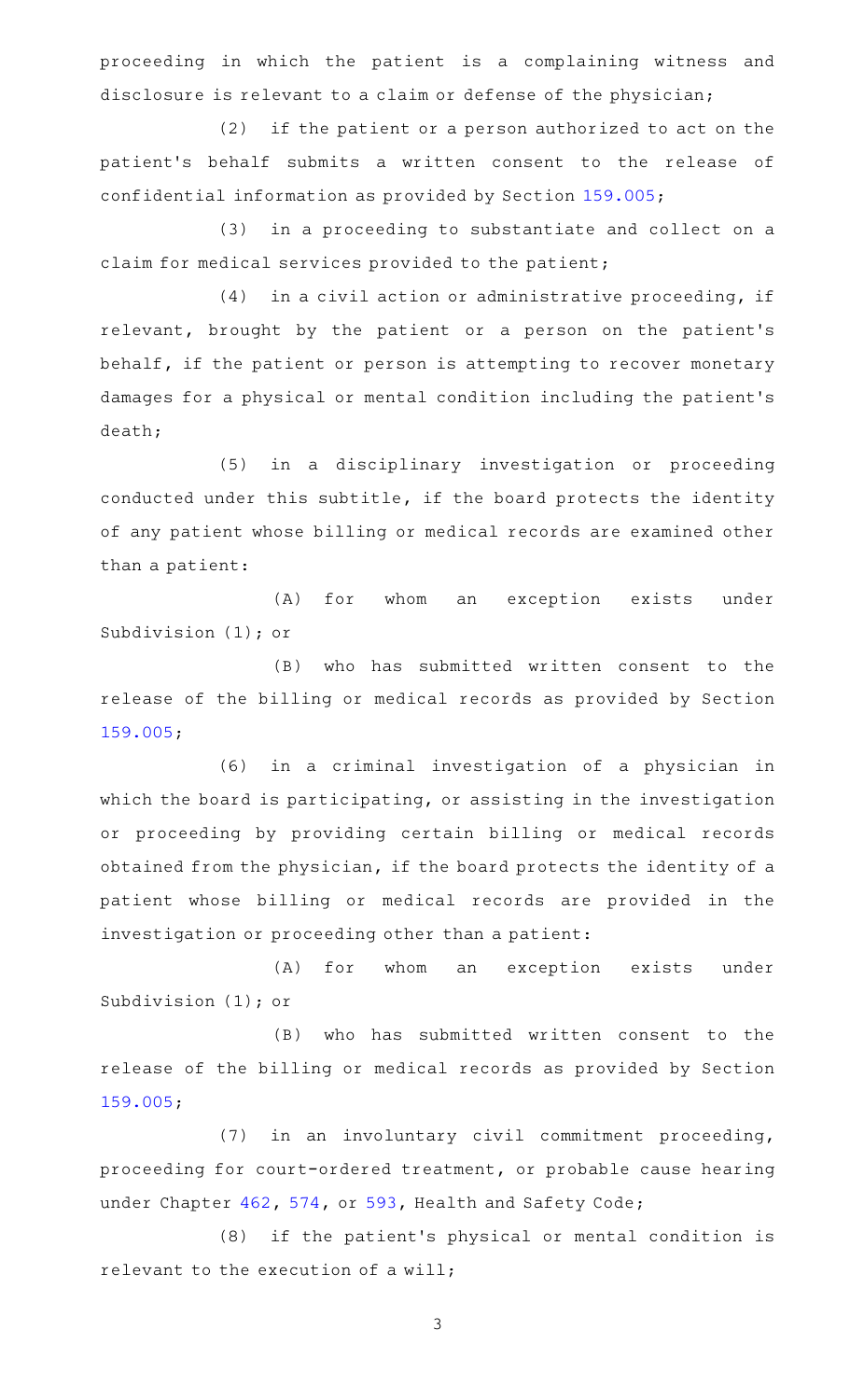proceeding in which the patient is a complaining witness and disclosure is relevant to a claim or defense of the physician;

(2) if the patient or a person authorized to act on the patient's behalf submits a written consent to the release of confidential information as provided by Section 159.005;

(3) in a proceeding to substantiate and collect on a claim for medical services provided to the patient;

(4) in a civil action or administrative proceeding, if relevant, brought by the patient or a person on the patient's behalf, if the patient or person is attempting to recover monetary damages for a physical or mental condition including the patient's death;

(5) in a disciplinary investigation or proceeding conducted under this subtitle, if the board protects the identity of any patient whose billing or medical records are examined other than a patient:

(A) for whom an exception exists under Subdivision (1); or

(B) who has submitted written consent to the release of the billing or medical records as provided by Section 159.005;

(6) in a criminal investigation of a physician in which the board is participating, or assisting in the investigation or proceeding by providing certain billing or medical records obtained from the physician, if the board protects the identity of a patient whose billing or medical records are provided in the investigation or proceeding other than a patient:

(A) for whom an exception exists under Subdivision (1); or

(B) who has submitted written consent to the release of the billing or medical records as provided by Section 159.005;

(7) in an involuntary civil commitment proceeding, proceeding for court-ordered treatment, or probable cause hearing under Chapter 462, 574, or 593, Health and Safety Code;

(8) if the patient's physical or mental condition is relevant to the execution of a will;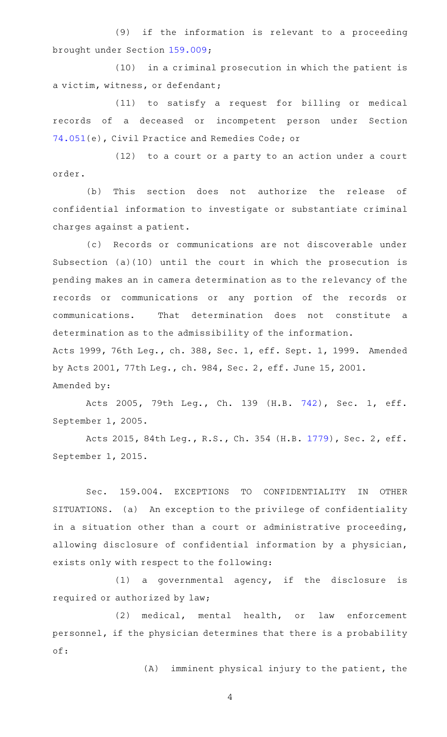(9) if the information is relevant to a proceeding brought under Section 159.009;

(10) in a criminal prosecution in which the patient is a victim, witness, or defendant;

(11) to satisfy a request for billing or medical records of a deceased or incompetent person under Section 74.051(e), Civil Practice and Remedies Code; or

(12) to a court or a party to an action under a court order.

(b) This section does not authorize the release of confidential information to investigate or substantiate criminal charges against a patient.

(c) Records or communications are not discoverable under Subsection (a)(10) until the court in which the prosecution is pending makes an in camera determination as to the relevancy of the records or communications or any portion of the records or communications. That determination does not constitute a determination as to the admissibility of the information.

Acts 1999, 76th Leg., ch. 388, Sec. 1, eff. Sept. 1, 1999. Amended by Acts 2001, 77th Leg., ch. 984, Sec. 2, eff. June 15, 2001.

Amended by:

Acts 2005, 79th Leg., Ch. 139 (H.B. 742), Sec. 1, eff. September 1, 2005.

Acts 2015, 84th Leg., R.S., Ch. 354 (H.B. 1779), Sec. 2, eff. September 1, 2015.

Sec. 159.004. EXCEPTIONS TO CONFIDENTIALITY IN OTHER SITUATIONS. (a) An exception to the privilege of confidentiality in a situation other than a court or administrative proceeding, allowing disclosure of confidential information by a physician, exists only with respect to the following:

(1) a governmental agency, if the disclosure is required or authorized by law;

(2) medical, mental health, or law enforcement personnel, if the physician determines that there is a probability of:

(A) imminent physical injury to the patient, the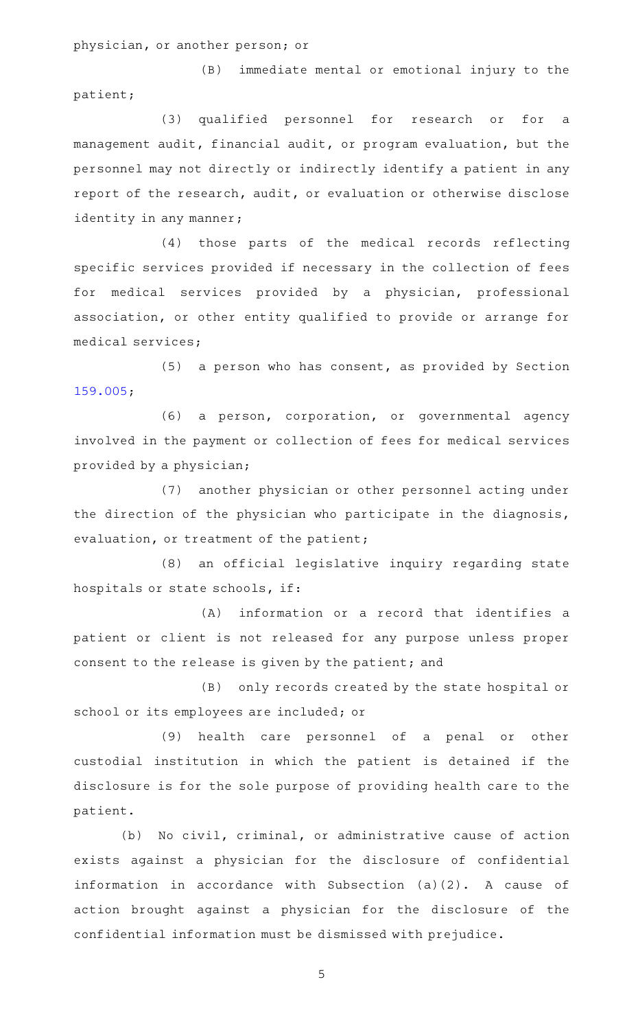physician, or another person; or

(B) immediate mental or emotional injury to the patient;

(3) qualified personnel for research or for a management audit, financial audit, or program evaluation, but the personnel may not directly or indirectly identify a patient in any report of the research, audit, or evaluation or otherwise disclose identity in any manner;

(4) those parts of the medical records reflecting specific services provided if necessary in the collection of fees for medical services provided by a physician, professional association, or other entity qualified to provide or arrange for medical services;

(5) a person who has consent, as provided by Section 159.005;

(6) a person, corporation, or governmental agency involved in the payment or collection of fees for medical services provided by a physician;

(7) another physician or other personnel acting under the direction of the physician who participate in the diagnosis, evaluation, or treatment of the patient;

(8) an official legislative inquiry regarding state hospitals or state schools, if:

(A) information or a record that identifies a patient or client is not released for any purpose unless proper consent to the release is given by the patient; and

(B) only records created by the state hospital or school or its employees are included; or

(9) health care personnel of a penal or other custodial institution in which the patient is detained if the disclosure is for the sole purpose of providing health care to the patient.

(b) No civil, criminal, or administrative cause of action exists against a physician for the disclosure of confidential information in accordance with Subsection (a)(2). A cause of action brought against a physician for the disclosure of the confidential information must be dismissed with prejudice.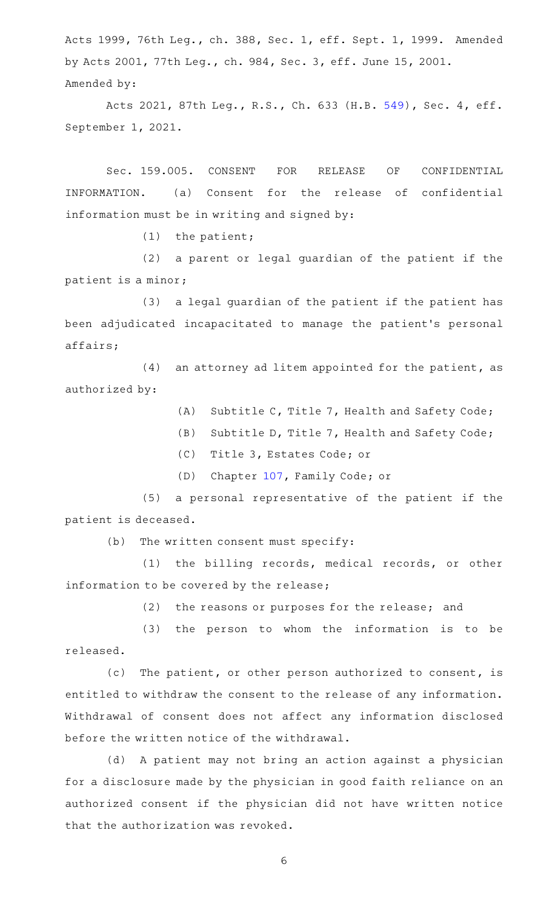Acts 1999, 76th Leg., ch. 388, Sec. 1, eff. Sept. 1, 1999. Amended by Acts 2001, 77th Leg., ch. 984, Sec. 3, eff. June 15, 2001.
Amended by:

Acts 2021, 87th Leg., R.S., Ch. 633 (H.B. 549), Sec. 4, eff. September 1, 2021.

Sec. 159.005. CONSENT FOR RELEASE OF CONFIDENTIAL INFORMATION. (a) Consent for the release of confidential information must be in writing and signed by:

(1) the patient;

(2) a parent or legal guardian of the patient if the patient is a minor;

(3) a legal guardian of the patient if the patient has been adjudicated incapacitated to manage the patient's personal affairs;

(4) an attorney ad litem appointed for the patient, as authorized by:

(A) Subtitle C, Title 7, Health and Safety Code;

(B) Subtitle D, Title 7, Health and Safety Code;

(C) Title 3, Estates Code; or

(D) Chapter 107, Family Code; or

(5) a personal representative of the patient if the patient is deceased.

(b) The written consent must specify:

(1) the billing records, medical records, or other information to be covered by the release;

(2) the reasons or purposes for the release; and

(3) the person to whom the information is to be released.

(c) The patient, or other person authorized to consent, is entitled to withdraw the consent to the release of any information. Withdrawal of consent does not affect any information disclosed before the written notice of the withdrawal.

(d) A patient may not bring an action against a physician for a disclosure made by the physician in good faith reliance on an authorized consent if the physician did not have written notice that the authorization was revoked.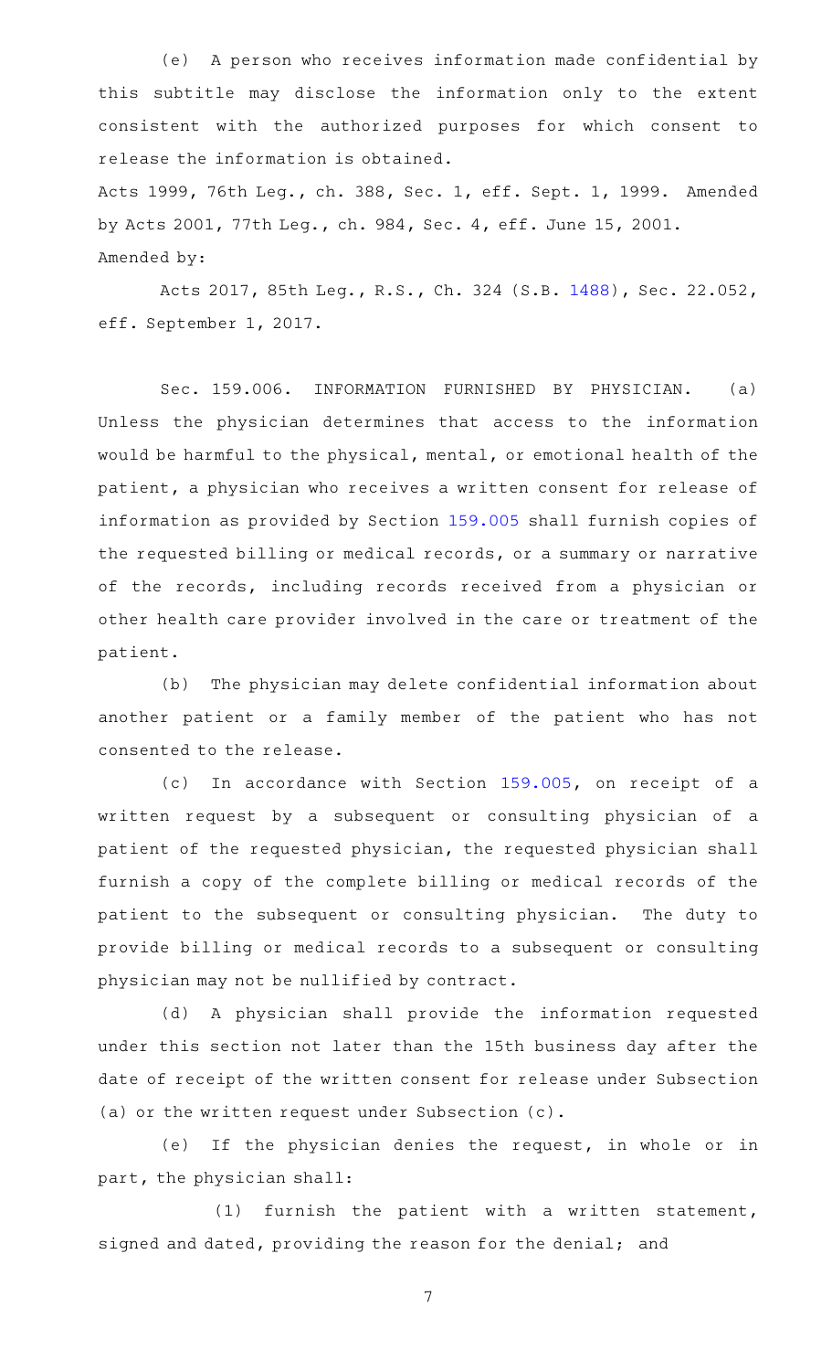(e) A person who receives information made confidential by this subtitle may disclose the information only to the extent consistent with the authorized purposes for which consent to release the information is obtained.

Acts 1999, 76th Leg., ch. 388, Sec. 1, eff. Sept. 1, 1999. Amended by Acts 2001, 77th Leg., ch. 984, Sec. 4, eff. June 15, 2001.

Amended by:

Acts 2017, 85th Leg., R.S., Ch. 324 (S.B. 1488), Sec. 22.052, eff. September 1, 2017.

Sec. 159.006. INFORMATION FURNISHED BY PHYSICIAN. (a) Unless the physician determines that access to the information would be harmful to the physical, mental, or emotional health of the patient, a physician who receives a written consent for release of information as provided by Section 159.005 shall furnish copies of the requested billing or medical records, or a summary or narrative of the records, including records received from a physician or other health care provider involved in the care or treatment of the patient.

(b) The physician may delete confidential information about another patient or a family member of the patient who has not consented to the release.

(c) In accordance with Section 159.005, on receipt of a written request by a subsequent or consulting physician of a patient of the requested physician, the requested physician shall furnish a copy of the complete billing or medical records of the patient to the subsequent or consulting physician. The duty to provide billing or medical records to a subsequent or consulting physician may not be nullified by contract.

(d) A physician shall provide the information requested under this section not later than the 15th business day after the date of receipt of the written consent for release under Subsection (a) or the written request under Subsection (c).

(e) If the physician denies the request, in whole or in part, the physician shall:

(1) furnish the patient with a written statement, signed and dated, providing the reason for the denial; and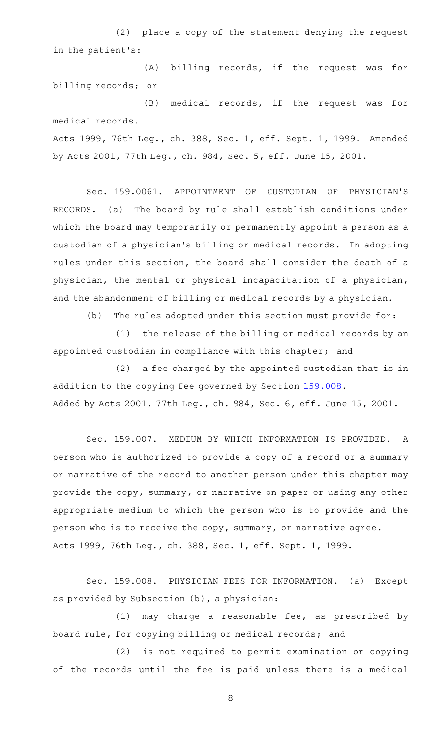(2) place a copy of the statement denying the request in the patient's:

(A) billing records, if the request was for billing records; or

(B) medical records, if the request was for medical records.

Acts 1999, 76th Leg., ch. 388, Sec. 1, eff. Sept. 1, 1999. Amended by Acts 2001, 77th Leg., ch. 984, Sec. 5, eff. June 15, 2001.

Sec. 159.0061. APPOINTMENT OF CUSTODIAN OF PHYSICIAN'S RECORDS. (a) The board by rule shall establish conditions under which the board may temporarily or permanently appoint a person as a custodian of a physician's billing or medical records. In adopting rules under this section, the board shall consider the death of a physician, the mental or physical incapacitation of a physician, and the abandonment of billing or medical records by a physician.

(b) The rules adopted under this section must provide for:

(1) the release of the billing or medical records by an appointed custodian in compliance with this chapter; and

(2) a fee charged by the appointed custodian that is in addition to the copying fee governed by Section 159.008.

Added by Acts 2001, 77th Leg., ch. 984, Sec. 6, eff. June 15, 2001.

Sec. 159.007. MEDIUM BY WHICH INFORMATION IS PROVIDED. A person who is authorized to provide a copy of a record or a summary or narrative of the record to another person under this chapter may provide the copy, summary, or narrative on paper or using any other appropriate medium to which the person who is to provide and the person who is to receive the copy, summary, or narrative agree.

Acts 1999, 76th Leg., ch. 388, Sec. 1, eff. Sept. 1, 1999.

Sec. 159.008. PHYSICIAN FEES FOR INFORMATION. (a) Except as provided by Subsection (b), a physician:

(1) may charge a reasonable fee, as prescribed by board rule, for copying billing or medical records; and

(2) is not required to permit examination or copying of the records until the fee is paid unless there is a medical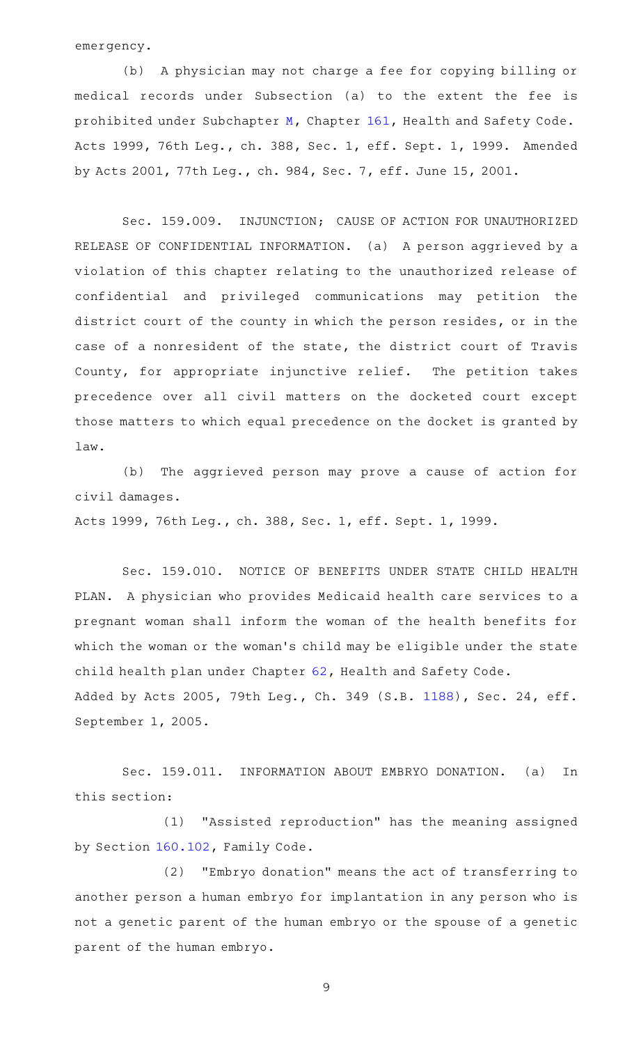emergency.

(b) A physician may not charge a fee for copying billing or medical records under Subsection (a) to the extent the fee is prohibited under Subchapter M, Chapter 161, Health and Safety Code.

Acts 1999, 76th Leg., ch. 388, Sec. 1, eff. Sept. 1, 1999. Amended by Acts 2001, 77th Leg., ch. 984, Sec. 7, eff. June 15, 2001.

Sec. 159.009. INJUNCTION; CAUSE OF ACTION FOR UNAUTHORIZED RELEASE OF CONFIDENTIAL INFORMATION. (a) A person aggrieved by a violation of this chapter relating to the unauthorized release of confidential and privileged communications may petition the district court of the county in which the person resides, or in the case of a nonresident of the state, the district court of Travis County, for appropriate injunctive relief. The petition takes precedence over all civil matters on the docketed court except those matters to which equal precedence on the docket is granted by law.

(b) The aggrieved person may prove a cause of action for civil damages.

Acts 1999, 76th Leg., ch. 388, Sec. 1, eff. Sept. 1, 1999.

Sec. 159.010. NOTICE OF BENEFITS UNDER STATE CHILD HEALTH PLAN. A physician who provides Medicaid health care services to a pregnant woman shall inform the woman of the health benefits for which the woman or the woman's child may be eligible under the state child health plan under Chapter 62, Health and Safety Code.

Added by Acts 2005, 79th Leg., Ch. 349 (S.B. 1188), Sec. 24, eff. September 1, 2005.

Sec. 159.011. INFORMATION ABOUT EMBRYO DONATION. (a) In this section:

(1) "Assisted reproduction" has the meaning assigned by Section 160.102, Family Code.

(2) "Embryo donation" means the act of transferring to another person a human embryo for implantation in any person who is not a genetic parent of the human embryo or the spouse of a genetic parent of the human embryo.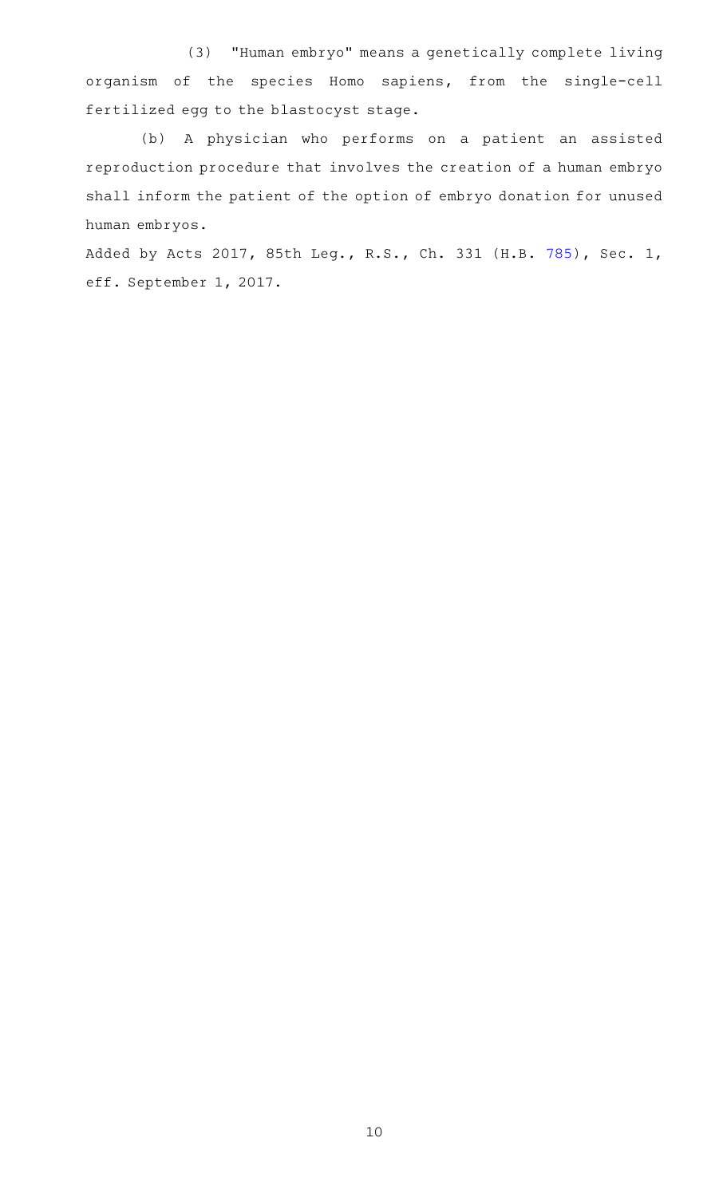(3) "Human embryo" means a genetically complete living organism of the species Homo sapiens, from the single-cell fertilized egg to the blastocyst stage.

(b) A physician who performs on a patient an assisted reproduction procedure that involves the creation of a human embryo shall inform the patient of the option of embryo donation for unused human embryos.

Added by Acts 2017, 85th Leg., R.S., Ch. 331 (H.B. 785), Sec. 1, eff. September 1, 2017.